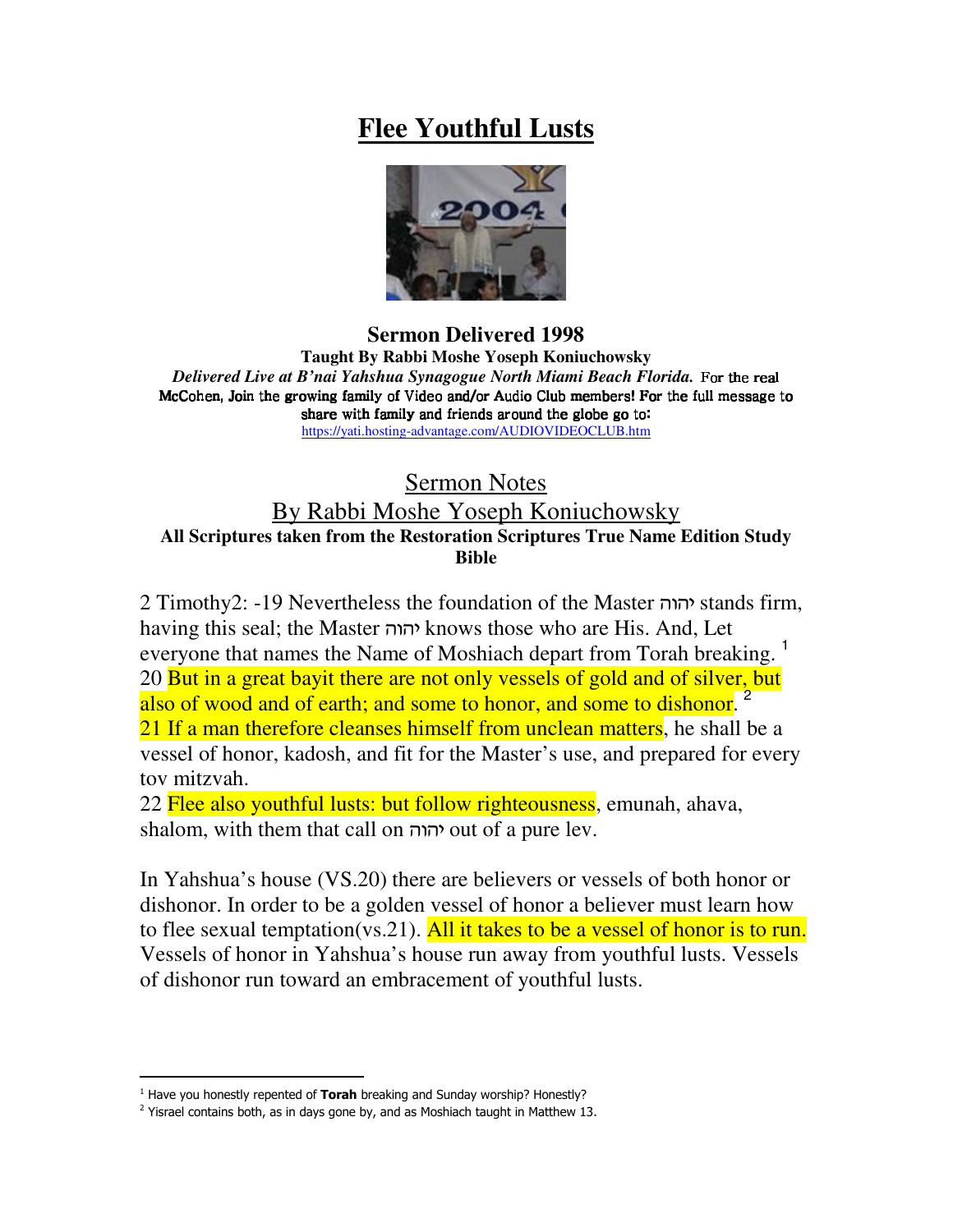# Flee Youthful Lusts

**Sermon Delivered 1998**

**Taught By Rabbi Moshe Yoseph Koniuchowsky**

***Delivered Live at B'nai Yahshua Synagogue North Miami Beach Florida.*** For the real McCohen, Join the growing family of Video and/or Audio Club members! For the full message to share with family and friends around the globe go to:

https://yati.hosting-advantage.com/AUDIOVIDEOCLUB.htm

## Sermon Notes

## By Rabbi Moshe Yoseph Koniuchowsky

**All Scriptures taken from the Restoration Scriptures True Name Edition Study Bible**

2 Timothy2: -19 Nevertheless the foundation of the Master יהוה stands firm, having this seal; the Master יהוה knows those who are His. And, Let everyone that names the Name of Moshiach depart from Torah breaking. [1]

20 But in a great bayit there are not only vessels of gold and of silver, but also of wood and of earth; and some to honor, and some to dishonor. [2]

21 If a man therefore cleanses himself from unclean matters, he shall be a vessel of honor, kadosh, and fit for the Master's use, and prepared for every tov mitzvah.

22 Flee also youthful lusts: but follow righteousness, emunah, ahava, shalom, with them that call on יהוה out of a pure lev.

In Yahshua's house (VS.20) there are believers or vessels of both honor or dishonor. In order to be a golden vessel of honor a believer must learn how to flee sexual temptation(vs.21). All it takes to be a vessel of honor is to run. Vessels of honor in Yahshua's house run away from youthful lusts. Vessels of dishonor run toward an embracement of youthful lusts.

---

[1] Have you honestly repented of **Torah** breaking and Sunday worship? Honestly?

[2] Yisrael contains both, as in days gone by, and as Moshiach taught in Matthew 13.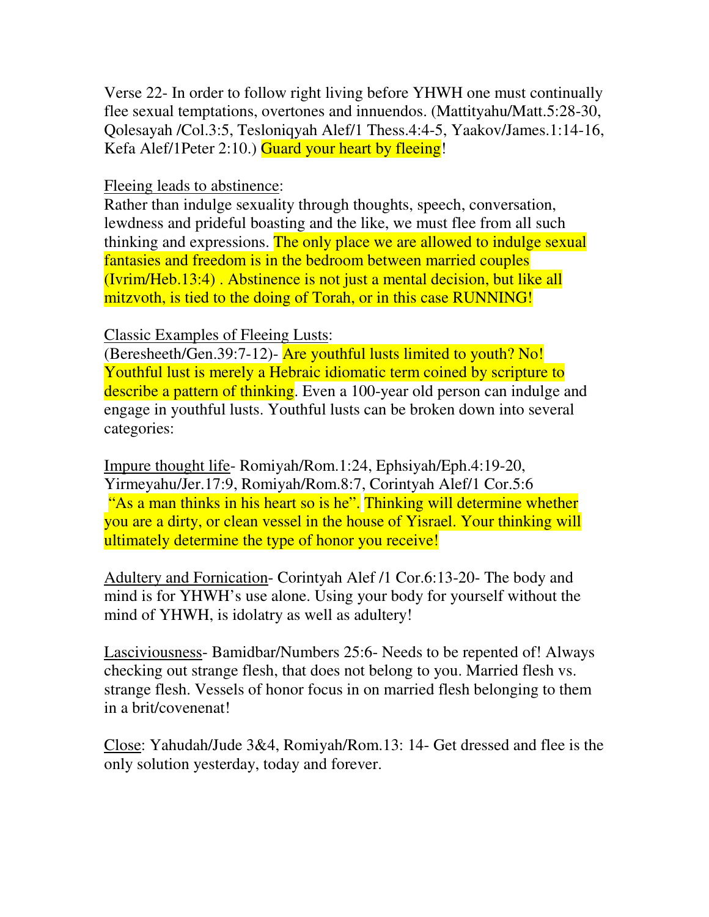Verse 22- In order to follow right living before YHWH one must continually flee sexual temptations, overtones and innuendos. (Mattityahu/Matt.5:28-30, Qolesayah /Col.3:5, Tesloniqyah Alef/1 Thess.4:4-5, Yaakov/James.1:14-16, Kefa Alef/1Peter 2:10.) Guard your heart by fleeing!

Fleeing leads to abstinence:

Rather than indulge sexuality through thoughts, speech, conversation, lewdness and prideful boasting and the like, we must flee from all such thinking and expressions. The only place we are allowed to indulge sexual fantasies and freedom is in the bedroom between married couples (Ivrim/Heb.13:4) . Abstinence is not just a mental decision, but like all mitzvoth, is tied to the doing of Torah, or in this case RUNNING!

Classic Examples of Fleeing Lusts:

(Beresheeth/Gen.39:7-12)- Are youthful lusts limited to youth? No! Youthful lust is merely a Hebraic idiomatic term coined by scripture to describe a pattern of thinking. Even a 100-year old person can indulge and engage in youthful lusts. Youthful lusts can be broken down into several categories:

Impure thought life- Romiyah/Rom.1:24, Ephsiyah/Eph.4:19-20, Yirmeyahu/Jer.17:9, Romiyah/Rom.8:7, Corintyah Alef/1 Cor.5:6 "As a man thinks in his heart so is he". Thinking will determine whether you are a dirty, or clean vessel in the house of Yisrael. Your thinking will ultimately determine the type of honor you receive!

Adultery and Fornication- Corintyah Alef /1 Cor.6:13-20- The body and mind is for YHWH's use alone. Using your body for yourself without the mind of YHWH, is idolatry as well as adultery!

Lasciviousness- Bamidbar/Numbers 25:6- Needs to be repented of! Always checking out strange flesh, that does not belong to you. Married flesh vs. strange flesh. Vessels of honor focus in on married flesh belonging to them in a brit/covenenat!

Close: Yahudah/Jude 3&4, Romiyah/Rom.13: 14- Get dressed and flee is the only solution yesterday, today and forever.